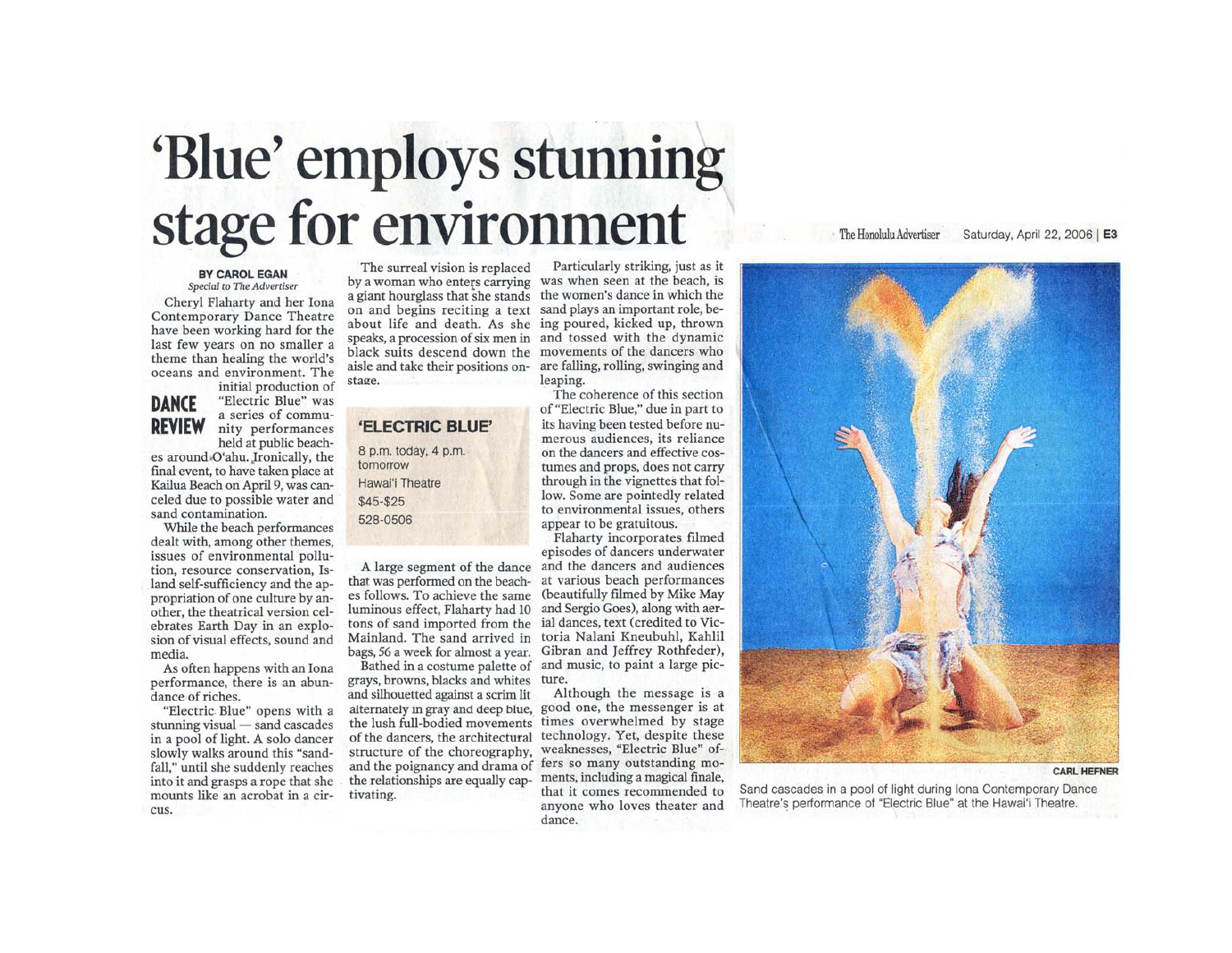# 'Blue' employs stunning stage for environment

The Honolulu Advertiser Saturday, April 22, 2006 | E3

**BY CAROL EGAN**
*Special to The Advertiser*

**DANCE REVIEW**

Cheryl Flaharty and her Iona Contemporary Dance Theatre have been working hard for the last few years on no smaller a theme than healing the world's oceans and environment. The initial production of "Electric Blue" was a series of community performances held at public beaches around O'ahu. Ironically, the final event, to have taken place at Kailua Beach on April 9, was canceled due to possible water and sand contamination.

While the beach performances dealt with, among other themes, issues of environmental pollution, resource conservation, Island self-sufficiency and the appropriation of one culture by another, the theatrical version celebrates Earth Day in an explosion of visual effects, sound and media.

As often happens with an Iona performance, there is an abundance of riches.

"Electric Blue" opens with a stunning visual — sand cascades in a pool of light. A solo dancer slowly walks around this "sandfall," until she suddenly reaches into it and grasps a rope that she mounts like an acrobat in a circus.

The surreal vision is replaced by a woman who enters carrying a giant hourglass that she stands on and begins reciting a text about life and death. As she speaks, a procession of six men in black suits descend down the aisle and take their positions onstage.

**'ELECTRIC BLUE'**

8 p.m. today, 4 p.m. tomorrow
Hawai'i Theatre
$45-$25
528-0506

A large segment of the dance that was performed on the beaches follows. To achieve the same luminous effect, Flaharty had 10 tons of sand imported from the Mainland. The sand arrived in bags, 56 a week for almost a year.

Bathed in a costume palette of grays, browns, blacks and whites and silhouetted against a scrim lit alternately in gray and deep blue, the lush full-bodied movements of the dancers, the architectural structure of the choreography, and the poignancy and drama of the relationships are equally captivating.

Particularly striking, just as it was when seen at the beach, is the women's dance in which the sand plays an important role, being poured, kicked up, thrown and tossed with the dynamic movements of the dancers who are falling, rolling, swinging and leaping.

The coherence of this section of "Electric Blue," due in part to its having been tested before numerous audiences, its reliance on the dancers and effective costumes and props, does not carry through in the vignettes that follow. Some are pointedly related to environmental issues, others appear to be gratuitous.

Flaharty incorporates filmed episodes of dancers underwater and the dancers and audiences at various beach performances (beautifully filmed by Mike May and Sergio Goes), along with aerial dances, text (credited to Victoria Nalani Kneubuhl, Kahlil Gibran and Jeffrey Rothfeder), and music, to paint a large picture.

Although the message is a good one, the messenger is at times overwhelmed by stage technology. Yet, despite these weaknesses, "Electric Blue" offers so many outstanding moments, including a magical finale, that it comes recommended to anyone who loves theater and dance.

CARL HEFNER

Sand cascades in a pool of light during Iona Contemporary Dance Theatre's performance of "Electric Blue" at the Hawai'i Theatre.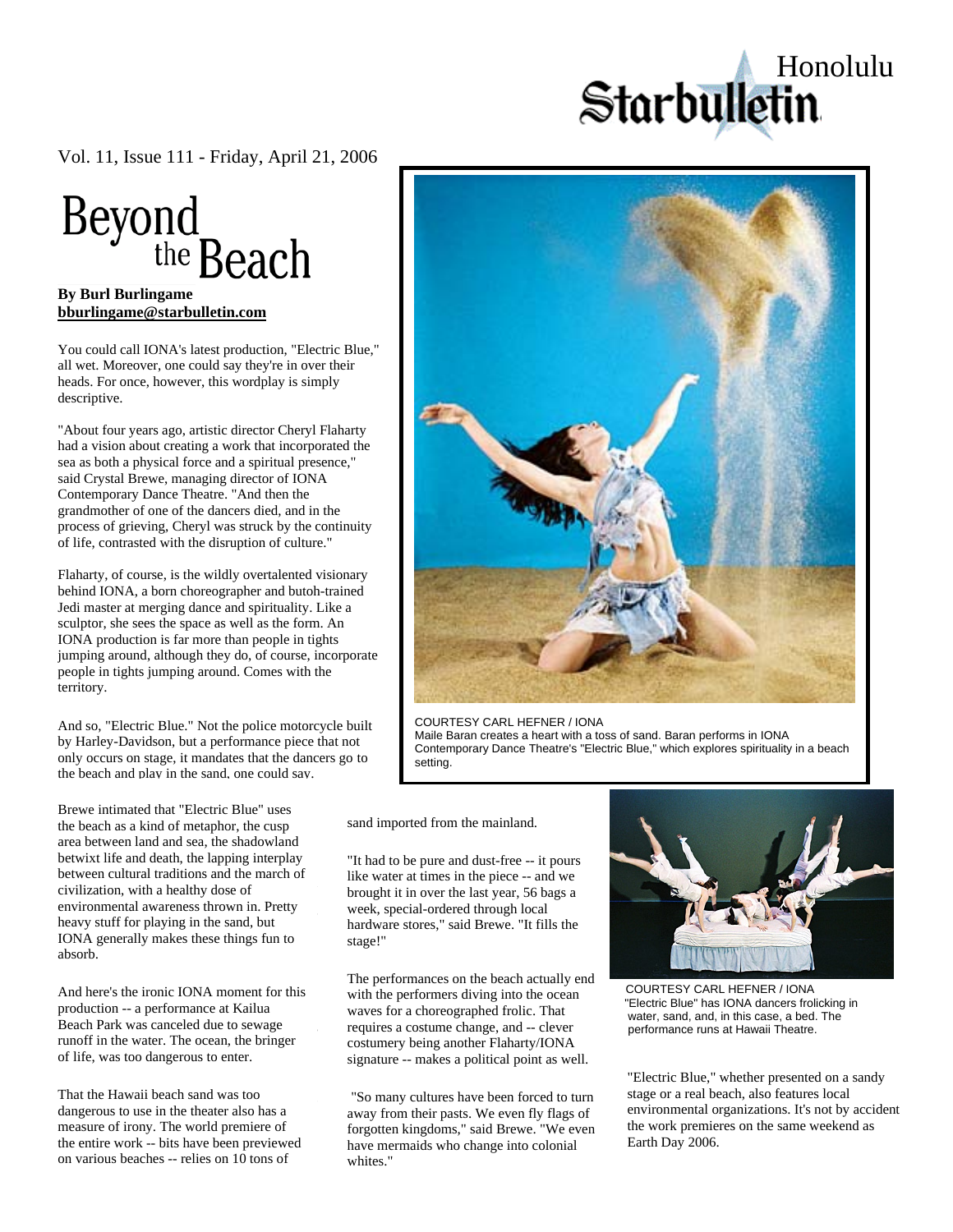Honolulu Starbulletin

Vol. 11, Issue 111 - Friday, April 21, 2006

# Beyond the Beach

**By Burl Burlingame**
**bburlingame@starbulletin.com**

You could call IONA's latest production, "Electric Blue," all wet. Moreover, one could say they're in over their heads. For once, however, this wordplay is simply descriptive.

"About four years ago, artistic director Cheryl Flaharty had a vision about creating a work that incorporated the sea as both a physical force and a spiritual presence," said Crystal Brewe, managing director of IONA Contemporary Dance Theatre. "And then the grandmother of one of the dancers died, and in the process of grieving, Cheryl was struck by the continuity of life, contrasted with the disruption of culture."

Flaharty, of course, is the wildly overtalented visionary behind IONA, a born choreographer and butoh-trained Jedi master at merging dance and spirituality. Like a sculptor, she sees the space as well as the form. An IONA production is far more than people in tights jumping around, although they do, of course, incorporate people in tights jumping around. Comes with the territory.

And so, "Electric Blue." Not the police motorcycle built by Harley-Davidson, but a performance piece that not only occurs on stage, it mandates that the dancers go to the beach and play in the sand, one could say.

COURTESY CARL HEFNER / IONA
Maile Baran creates a heart with a toss of sand. Baran performs in IONA Contemporary Dance Theatre's "Electric Blue," which explores spirituality in a beach setting.

Brewe intimated that "Electric Blue" uses the beach as a kind of metaphor, the cusp area between land and sea, the shadowland betwixt life and death, the lapping interplay between cultural traditions and the march of civilization, with a healthy dose of environmental awareness thrown in. Pretty heavy stuff for playing in the sand, but IONA generally makes these things fun to absorb.

And here's the ironic IONA moment for this production -- a performance at Kailua Beach Park was canceled due to sewage runoff in the water. The ocean, the bringer of life, was too dangerous to enter.

That the Hawaii beach sand was too dangerous to use in the theater also has a measure of irony. The world premiere of the entire work -- bits have been previewed on various beaches -- relies on 10 tons of sand imported from the mainland.

"It had to be pure and dust-free -- it pours like water at times in the piece -- and we brought it in over the last year, 56 bags a week, special-ordered through local hardware stores," said Brewe. "It fills the stage!"

The performances on the beach actually end with the performers diving into the ocean waves for a choreographed frolic. That requires a costume change, and -- clever costumery being another Flaharty/IONA signature -- makes a political point as well.

"So many cultures have been forced to turn away from their pasts. We even fly flags of forgotten kingdoms," said Brewe. "We even have mermaids who change into colonial whites."

COURTESY CARL HEFNER / IONA
"Electric Blue" has IONA dancers frolicking in water, sand, and, in this case, a bed. The performance runs at Hawaii Theatre.

"Electric Blue," whether presented on a sandy stage or a real beach, also features local environmental organizations. It's not by accident the work premieres on the same weekend as Earth Day 2006.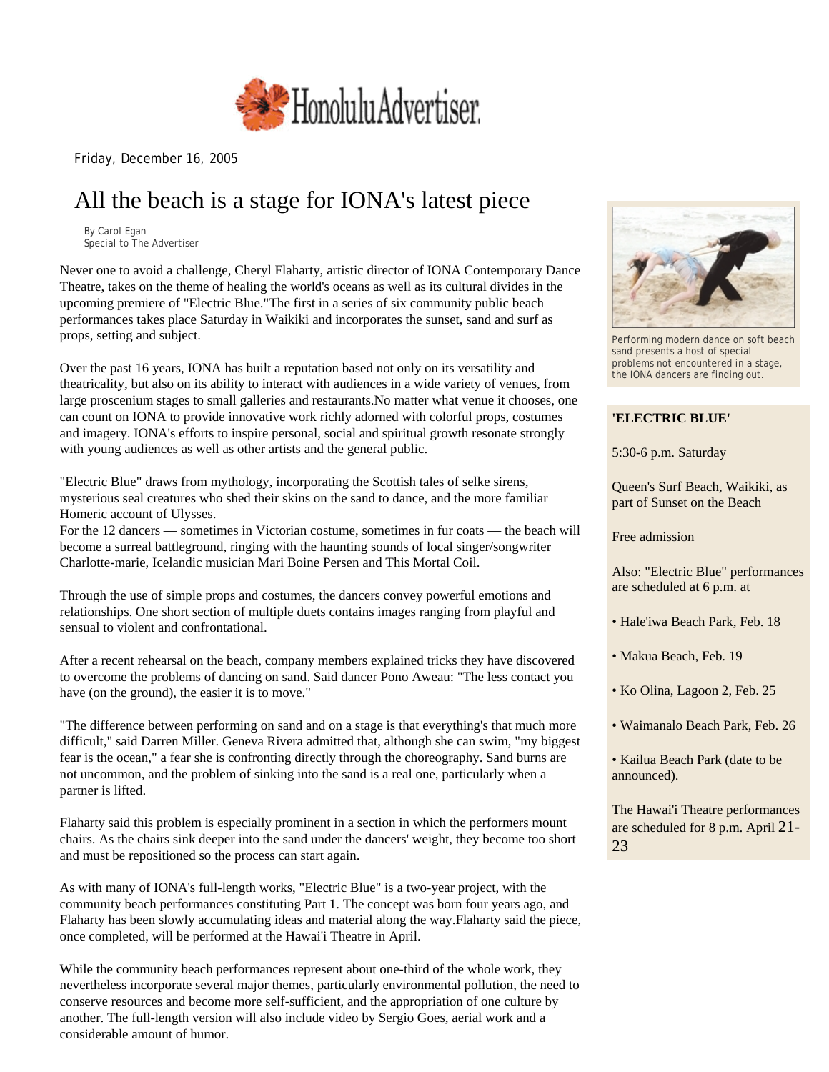Honolulu Advertiser

Friday, December 16, 2005

# All the beach is a stage for IONA's latest piece

By Carol Egan
Special to The Advertiser

Never one to avoid a challenge, Cheryl Flaharty, artistic director of IONA Contemporary Dance Theatre, takes on the theme of healing the world's oceans as well as its cultural divides in the upcoming premiere of "Electric Blue."The first in a series of six community public beach performances takes place Saturday in Waikiki and incorporates the sunset, sand and surf as props, setting and subject.

Over the past 16 years, IONA has built a reputation based not only on its versatility and theatricality, but also on its ability to interact with audiences in a wide variety of venues, from large proscenium stages to small galleries and restaurants.No matter what venue it chooses, one can count on IONA to provide innovative work richly adorned with colorful props, costumes and imagery. IONA's efforts to inspire personal, social and spiritual growth resonate strongly with young audiences as well as other artists and the general public.

"Electric Blue" draws from mythology, incorporating the Scottish tales of selke sirens, mysterious seal creatures who shed their skins on the sand to dance, and the more familiar Homeric account of Ulysses.
For the 12 dancers — sometimes in Victorian costume, sometimes in fur coats — the beach will become a surreal battleground, ringing with the haunting sounds of local singer/songwriter Charlotte-marie, Icelandic musician Mari Boine Persen and This Mortal Coil.

Through the use of simple props and costumes, the dancers convey powerful emotions and relationships. One short section of multiple duets contains images ranging from playful and sensual to violent and confrontational.

After a recent rehearsal on the beach, company members explained tricks they have discovered to overcome the problems of dancing on sand. Said dancer Pono Aweau: "The less contact you have (on the ground), the easier it is to move."

"The difference between performing on sand and on a stage is that everything's that much more difficult," said Darren Miller. Geneva Rivera admitted that, although she can swim, "my biggest fear is the ocean," a fear she is confronting directly through the choreography. Sand burns are not uncommon, and the problem of sinking into the sand is a real one, particularly when a partner is lifted.

Flaharty said this problem is especially prominent in a section in which the performers mount chairs. As the chairs sink deeper into the sand under the dancers' weight, they become too short and must be repositioned so the process can start again.

As with many of IONA's full-length works, "Electric Blue" is a two-year project, with the community beach performances constituting Part 1. The concept was born four years ago, and Flaharty has been slowly accumulating ideas and material along the way.Flaharty said the piece, once completed, will be performed at the Hawai'i Theatre in April.

While the community beach performances represent about one-third of the whole work, they nevertheless incorporate several major themes, particularly environmental pollution, the need to conserve resources and become more self-sufficient, and the appropriation of one culture by another. The full-length version will also include video by Sergio Goes, aerial work and a considerable amount of humor.

Performing modern dance on soft beach sand presents a host of special problems not encountered in a stage, the IONA dancers are finding out.

**'ELECTRIC BLUE'**

5:30-6 p.m. Saturday

Queen's Surf Beach, Waikiki, as part of Sunset on the Beach

Free admission

Also: "Electric Blue" performances are scheduled at 6 p.m. at

- Hale'iwa Beach Park, Feb. 18
- Makua Beach, Feb. 19
- Ko Olina, Lagoon 2, Feb. 25
- Waimanalo Beach Park, Feb. 26
- Kailua Beach Park (date to be announced).

The Hawai'i Theatre performances are scheduled for 8 p.m. April 21-23